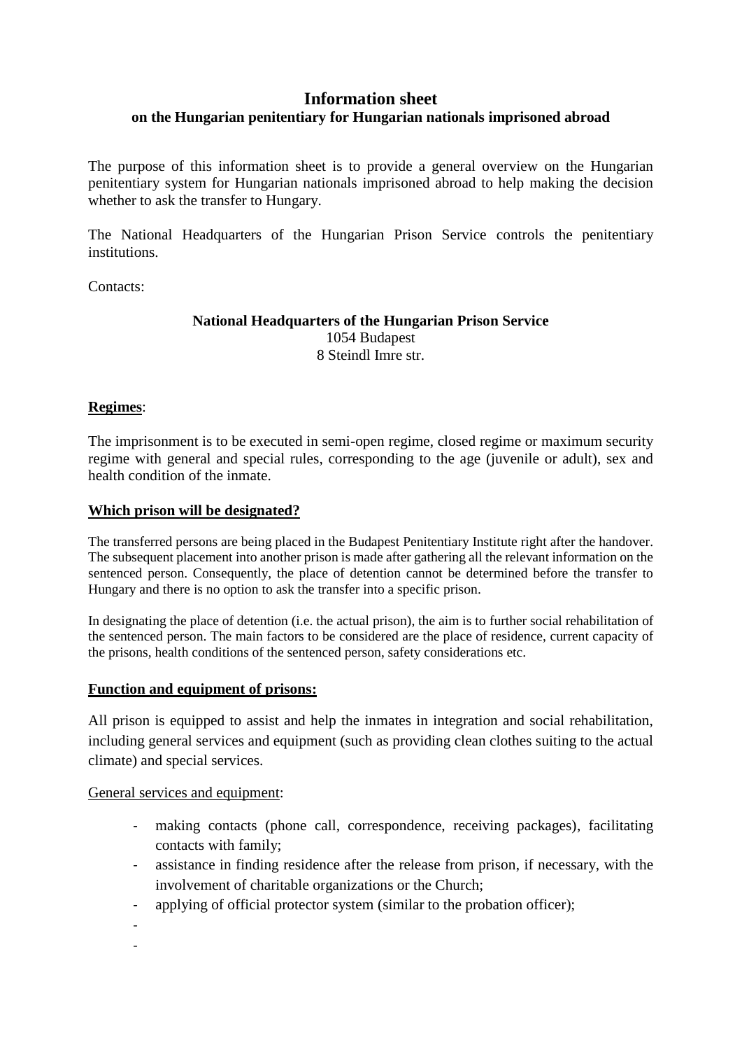# Information sheet

## on the Hungarian penitentiary for Hungarian nationals imprisoned abroad

The purpose of this information sheet is to provide a general overview on the Hungarian penitentiary system for Hungarian nationals imprisoned abroad to help making the decision whether to ask the transfer to Hungary.

The National Headquarters of the Hungarian Prison Service controls the penitentiary institutions.

Contacts:

**National Headquarters of the Hungarian Prison Service**
1054 Budapest
8 Steindl Imre str.

**Regimes**:

The imprisonment is to be executed in semi-open regime, closed regime or maximum security regime with general and special rules, corresponding to the age (juvenile or adult), sex and health condition of the inmate.

**Which prison will be designated?**

The transferred persons are being placed in the Budapest Penitentiary Institute right after the handover. The subsequent placement into another prison is made after gathering all the relevant information on the sentenced person. Consequently, the place of detention cannot be determined before the transfer to Hungary and there is no option to ask the transfer into a specific prison.

In designating the place of detention (i.e. the actual prison), the aim is to further social rehabilitation of the sentenced person. The main factors to be considered are the place of residence, current capacity of the prisons, health conditions of the sentenced person, safety considerations etc.

**Function and equipment of prisons:**

All prison is equipped to assist and help the inmates in integration and social rehabilitation, including general services and equipment (such as providing clean clothes suiting to the actual climate) and special services.

General services and equipment:

- making contacts (phone call, correspondence, receiving packages), facilitating contacts with family;
- assistance in finding residence after the release from prison, if necessary, with the involvement of charitable organizations or the Church;
- applying of official protector system (similar to the probation officer);
-
-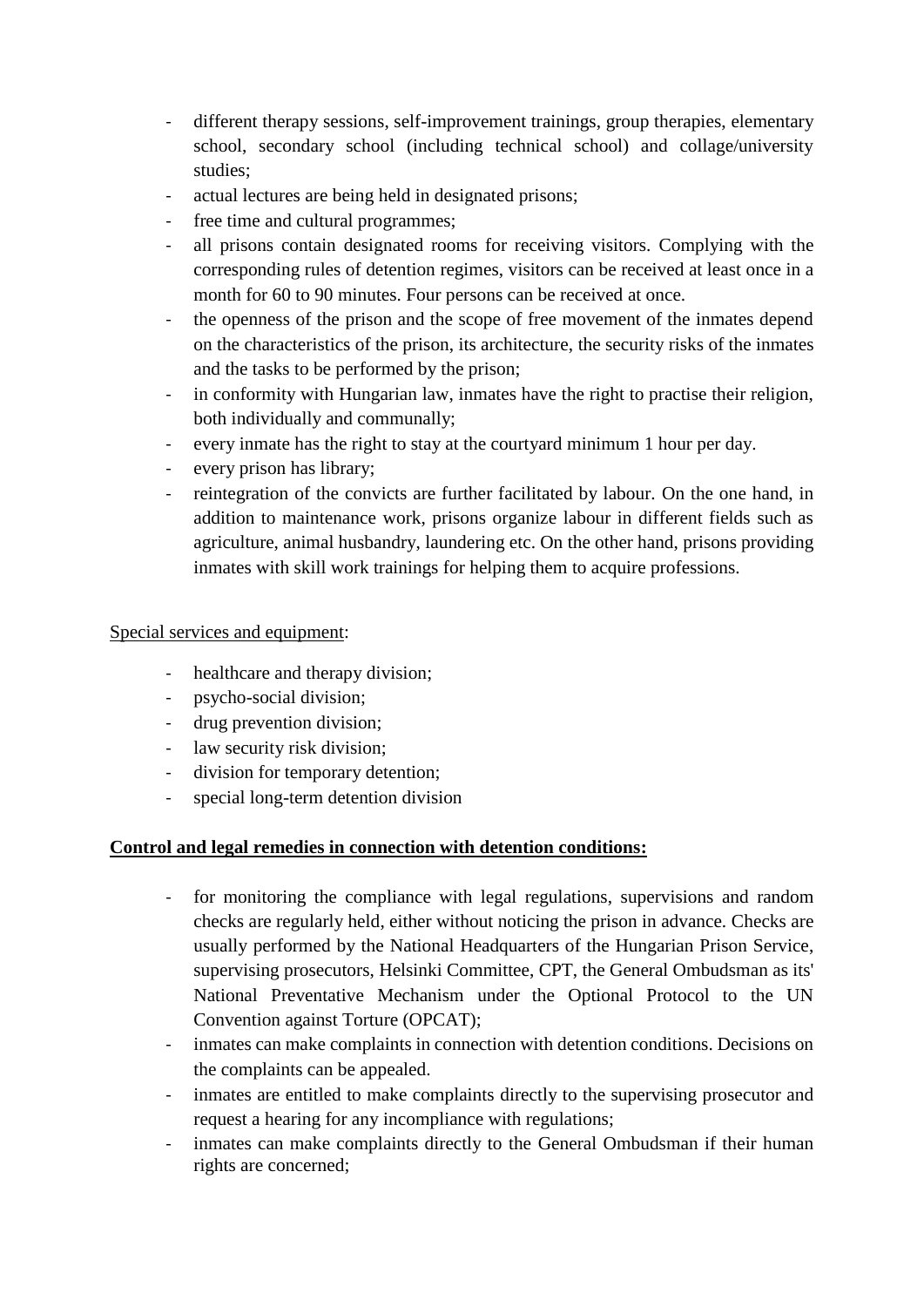- different therapy sessions, self-improvement trainings, group therapies, elementary school, secondary school (including technical school) and collage/university studies;
- actual lectures are being held in designated prisons;
- free time and cultural programmes;
- all prisons contain designated rooms for receiving visitors. Complying with the corresponding rules of detention regimes, visitors can be received at least once in a month for 60 to 90 minutes. Four persons can be received at once.
- the openness of the prison and the scope of free movement of the inmates depend on the characteristics of the prison, its architecture, the security risks of the inmates and the tasks to be performed by the prison;
- in conformity with Hungarian law, inmates have the right to practise their religion, both individually and communally;
- every inmate has the right to stay at the courtyard minimum 1 hour per day.
- every prison has library;
- reintegration of the convicts are further facilitated by labour. On the one hand, in addition to maintenance work, prisons organize labour in different fields such as agriculture, animal husbandry, laundering etc. On the other hand, prisons providing inmates with skill work trainings for helping them to acquire professions.

Special services and equipment:

- healthcare and therapy division;
- psycho-social division;
- drug prevention division;
- law security risk division;
- division for temporary detention;
- special long-term detention division

**Control and legal remedies in connection with detention conditions:**

- for monitoring the compliance with legal regulations, supervisions and random checks are regularly held, either without noticing the prison in advance. Checks are usually performed by the National Headquarters of the Hungarian Prison Service, supervising prosecutors, Helsinki Committee, CPT, the General Ombudsman as its' National Preventative Mechanism under the Optional Protocol to the UN Convention against Torture (OPCAT);
- inmates can make complaints in connection with detention conditions. Decisions on the complaints can be appealed.
- inmates are entitled to make complaints directly to the supervising prosecutor and request a hearing for any incompliance with regulations;
- inmates can make complaints directly to the General Ombudsman if their human rights are concerned;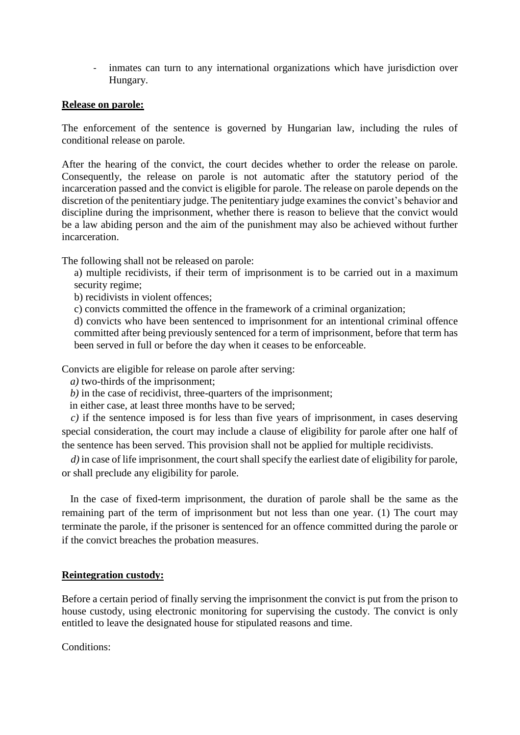- inmates can turn to any international organizations which have jurisdiction over Hungary.

**Release on parole:**

The enforcement of the sentence is governed by Hungarian law, including the rules of conditional release on parole.

After the hearing of the convict, the court decides whether to order the release on parole. Consequently, the release on parole is not automatic after the statutory period of the incarceration passed and the convict is eligible for parole. The release on parole depends on the discretion of the penitentiary judge. The penitentiary judge examines the convict's behavior and discipline during the imprisonment, whether there is reason to believe that the convict would be a law abiding person and the aim of the punishment may also be achieved without further incarceration.

The following shall not be released on parole:

a) multiple recidivists, if their term of imprisonment is to be carried out in a maximum security regime;

b) recidivists in violent offences;

c) convicts committed the offence in the framework of a criminal organization;

d) convicts who have been sentenced to imprisonment for an intentional criminal offence committed after being previously sentenced for a term of imprisonment, before that term has been served in full or before the day when it ceases to be enforceable.

Convicts are eligible for release on parole after serving:

*a)* two-thirds of the imprisonment;

*b)* in the case of recidivist, three-quarters of the imprisonment;

in either case, at least three months have to be served;

*c)* if the sentence imposed is for less than five years of imprisonment, in cases deserving special consideration, the court may include a clause of eligibility for parole after one half of the sentence has been served. This provision shall not be applied for multiple recidivists.

*d)* in case of life imprisonment, the court shall specify the earliest date of eligibility for parole, or shall preclude any eligibility for parole.

In the case of fixed-term imprisonment, the duration of parole shall be the same as the remaining part of the term of imprisonment but not less than one year. (1) The court may terminate the parole, if the prisoner is sentenced for an offence committed during the parole or if the convict breaches the probation measures.

**Reintegration custody:**

Before a certain period of finally serving the imprisonment the convict is put from the prison to house custody, using electronic monitoring for supervising the custody. The convict is only entitled to leave the designated house for stipulated reasons and time.

Conditions: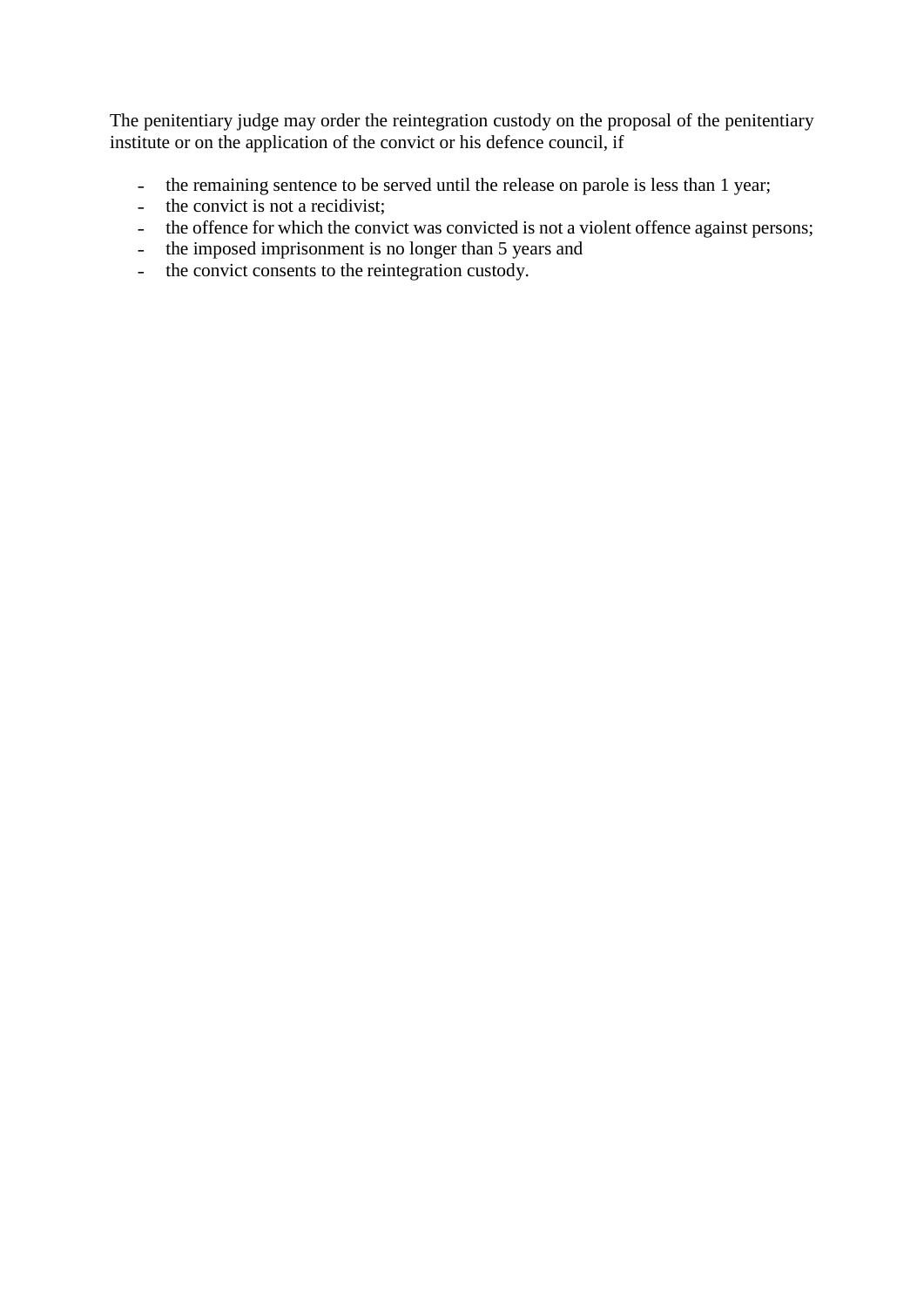The penitentiary judge may order the reintegration custody on the proposal of the penitentiary institute or on the application of the convict or his defence council, if

- the remaining sentence to be served until the release on parole is less than 1 year;
- the convict is not a recidivist;
- the offence for which the convict was convicted is not a violent offence against persons;
- the imposed imprisonment is no longer than 5 years and
- the convict consents to the reintegration custody.